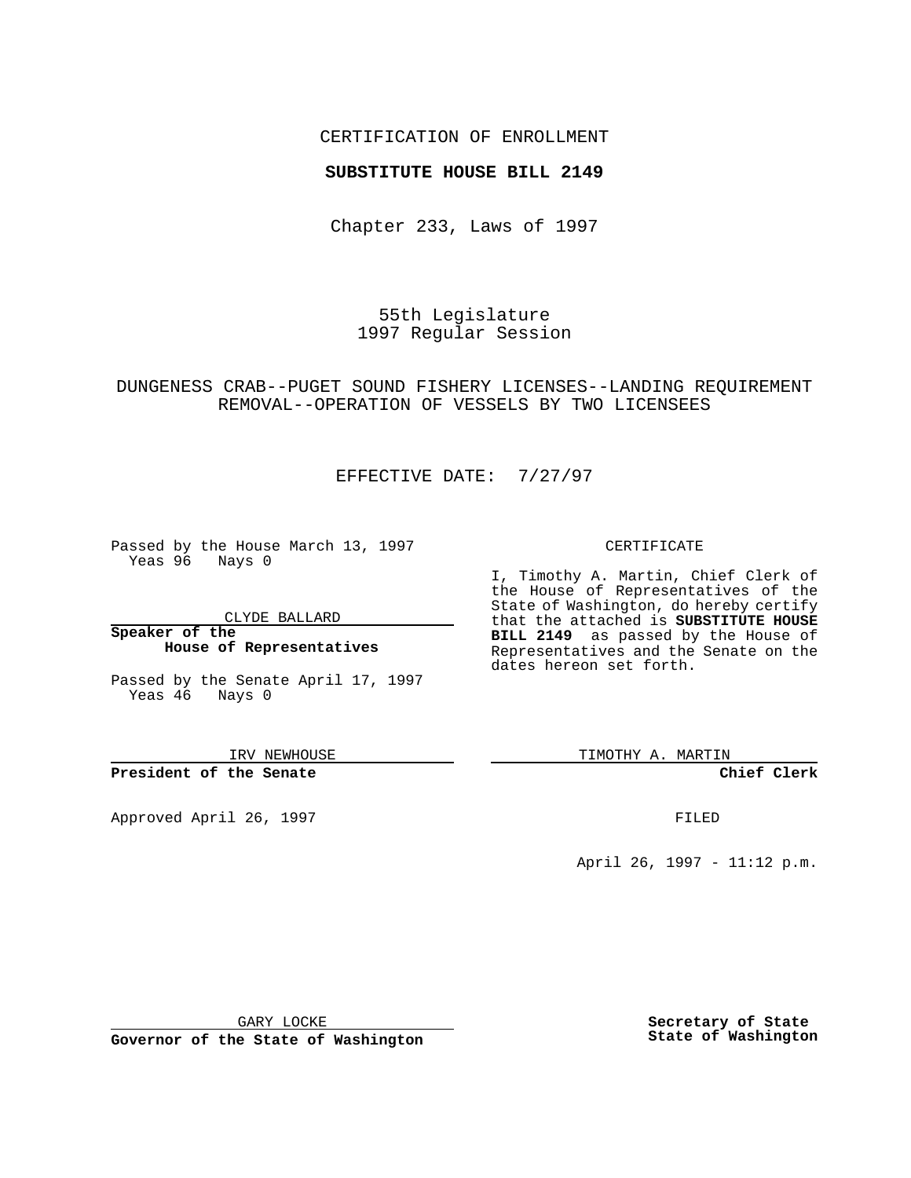CERTIFICATION OF ENROLLMENT

**SUBSTITUTE HOUSE BILL 2149**

Chapter 233, Laws of 1997

55th Legislature
1997 Regular Session

DUNGENESS CRAB--PUGET SOUND FISHERY LICENSES--LANDING REQUIREMENT REMOVAL--OPERATION OF VESSELS BY TWO LICENSEES

EFFECTIVE DATE: 7/27/97

Passed by the House March 13, 1997
Yeas 96 Nays 0

CLYDE BALLARD

**Speaker of the House of Representatives**

Passed by the Senate April 17, 1997
Yeas 46 Nays 0

IRV NEWHOUSE

**President of the Senate**

Approved April 26, 1997

GARY LOCKE

**Governor of the State of Washington**

CERTIFICATE

I, Timothy A. Martin, Chief Clerk of the House of Representatives of the State of Washington, do hereby certify that the attached is **SUBSTITUTE HOUSE BILL 2149** as passed by the House of Representatives and the Senate on the dates hereon set forth.

TIMOTHY A. MARTIN

**Chief Clerk**

FILED

April 26, 1997 - 11:12 p.m.

**Secretary of State**
**State of Washington**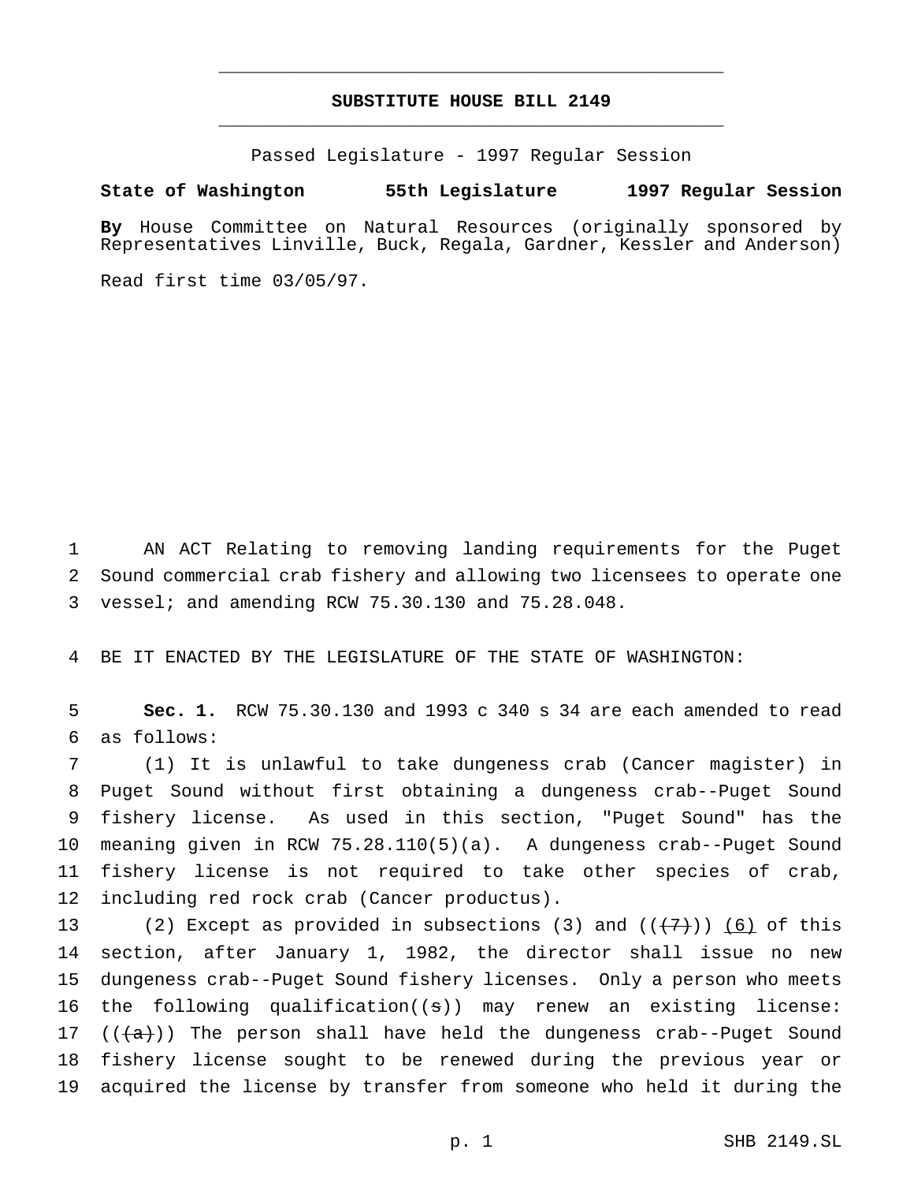# SUBSTITUTE HOUSE BILL 2149

Passed Legislature - 1997 Regular Session

**State of Washington 55th Legislature 1997 Regular Session**

**By** House Committee on Natural Resources (originally sponsored by Representatives Linville, Buck, Regala, Gardner, Kessler and Anderson)

Read first time 03/05/97.

AN ACT Relating to removing landing requirements for the Puget Sound commercial crab fishery and allowing two licensees to operate one vessel; and amending RCW 75.30.130 and 75.28.048.

BE IT ENACTED BY THE LEGISLATURE OF THE STATE OF WASHINGTON:

**Sec. 1.** RCW 75.30.130 and 1993 c 340 s 34 are each amended to read as follows:

(1) It is unlawful to take dungeness crab (Cancer magister) in Puget Sound without first obtaining a dungeness crab--Puget Sound fishery license. As used in this section, "Puget Sound" has the meaning given in RCW 75.28.110(5)(a). A dungeness crab--Puget Sound fishery license is not required to take other species of crab, including red rock crab (Cancer productus).

(2) Except as provided in subsections (3) and ((~~(7)~~)) <u>(6)</u> of this section, after January 1, 1982, the director shall issue no new dungeness crab--Puget Sound fishery licenses. Only a person who meets the following qualification((~~s~~)) may renew an existing license: ((~~(a)~~)) The person shall have held the dungeness crab--Puget Sound fishery license sought to be renewed during the previous year or acquired the license by transfer from someone who held it during the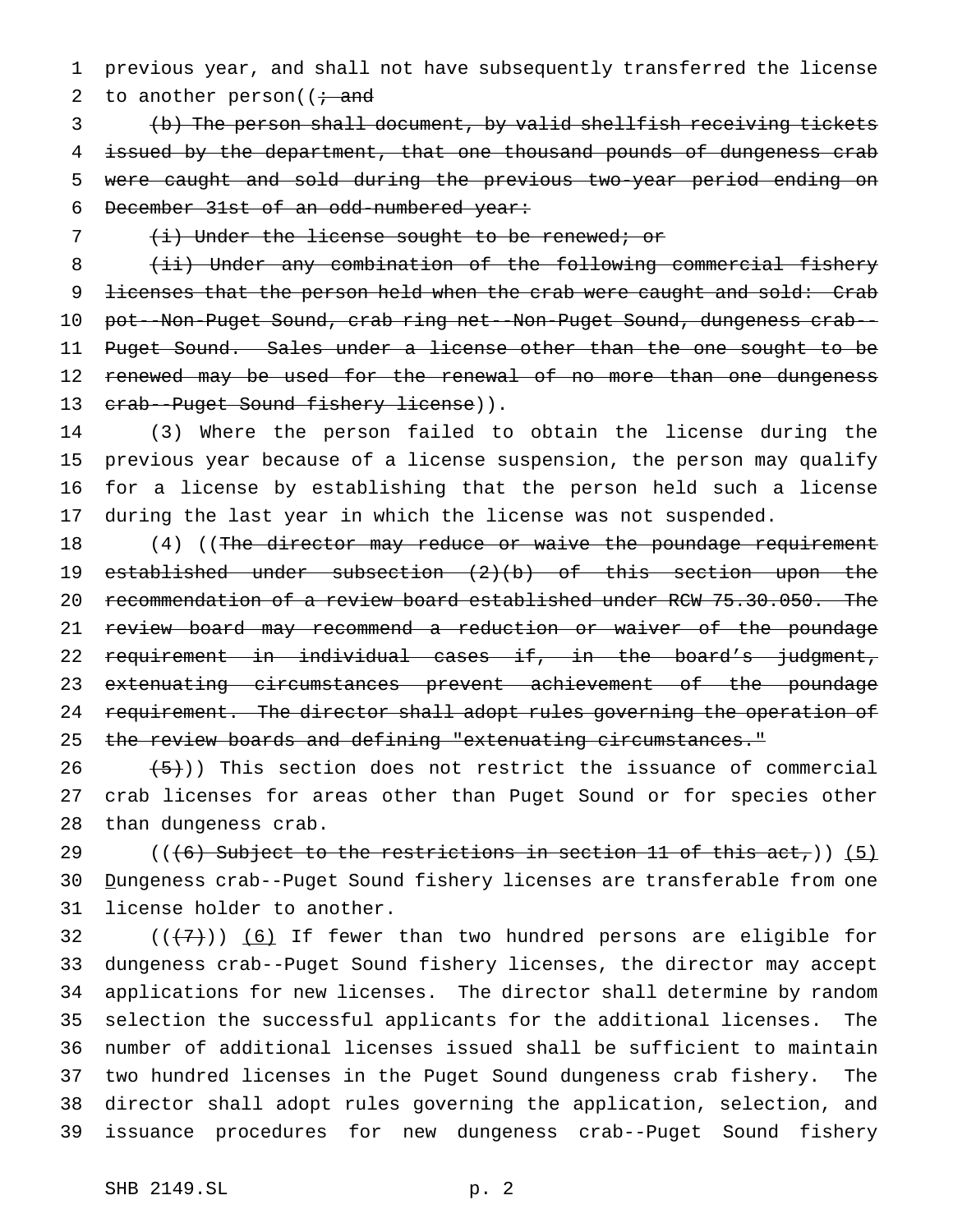previous year, and shall not have subsequently transferred the license to another person((~~; and~~

~~(b) The person shall document, by valid shellfish receiving tickets issued by the department, that one thousand pounds of dungeness crab were caught and sold during the previous two-year period ending on December 31st of an odd-numbered year:~~

~~(i) Under the license sought to be renewed; or~~

~~(ii) Under any combination of the following commercial fishery licenses that the person held when the crab were caught and sold: Crab pot--Non-Puget Sound, crab ring net--Non-Puget Sound, dungeness crab--Puget Sound. Sales under a license other than the one sought to be renewed may be used for the renewal of no more than one dungeness crab--Puget Sound fishery license~~)).

(3) Where the person failed to obtain the license during the previous year because of a license suspension, the person may qualify for a license by establishing that the person held such a license during the last year in which the license was not suspended.

(4) ((~~The director may reduce or waive the poundage requirement established under subsection (2)(b) of this section upon the recommendation of a review board established under RCW 75.30.050. The review board may recommend a reduction or waiver of the poundage requirement in individual cases if, in the board's judgment, extenuating circumstances prevent achievement of the poundage requirement. The director shall adopt rules governing the operation of the review boards and defining "extenuating circumstances."~~

~~(5)~~)) This section does not restrict the issuance of commercial crab licenses for areas other than Puget Sound or for species other than dungeness crab.

((~~(6) Subject to the restrictions in section 11 of this act,~~)) <u>(5)</u> <u>D</u>ungeness crab--Puget Sound fishery licenses are transferable from one license holder to another.

((~~(7)~~)) <u>(6)</u> If fewer than two hundred persons are eligible for dungeness crab--Puget Sound fishery licenses, the director may accept applications for new licenses. The director shall determine by random selection the successful applicants for the additional licenses. The number of additional licenses issued shall be sufficient to maintain two hundred licenses in the Puget Sound dungeness crab fishery. The director shall adopt rules governing the application, selection, and issuance procedures for new dungeness crab--Puget Sound fishery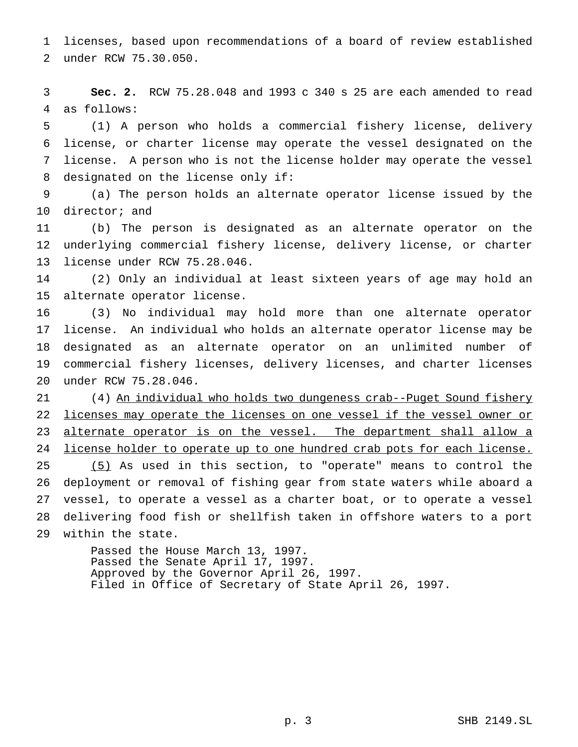licenses, based upon recommendations of a board of review established under RCW 75.30.050.

**Sec. 2.** RCW 75.28.048 and 1993 c 340 s 25 are each amended to read as follows:

(1) A person who holds a commercial fishery license, delivery license, or charter license may operate the vessel designated on the license. A person who is not the license holder may operate the vessel designated on the license only if:

(a) The person holds an alternate operator license issued by the director; and

(b) The person is designated as an alternate operator on the underlying commercial fishery license, delivery license, or charter license under RCW 75.28.046.

(2) Only an individual at least sixteen years of age may hold an alternate operator license.

(3) No individual may hold more than one alternate operator license. An individual who holds an alternate operator license may be designated as an alternate operator on an unlimited number of commercial fishery licenses, delivery licenses, and charter licenses under RCW 75.28.046.

(4) <u>An individual who holds two dungeness crab--Puget Sound fishery licenses may operate the licenses on one vessel if the vessel owner or alternate operator is on the vessel. The department shall allow a license holder to operate up to one hundred crab pots for each license.</u>

<u>(5)</u> As used in this section, to "operate" means to control the deployment or removal of fishing gear from state waters while aboard a vessel, to operate a vessel as a charter boat, or to operate a vessel delivering food fish or shellfish taken in offshore waters to a port within the state.

Passed the House March 13, 1997.
Passed the Senate April 17, 1997.
Approved by the Governor April 26, 1997.
Filed in Office of Secretary of State April 26, 1997.